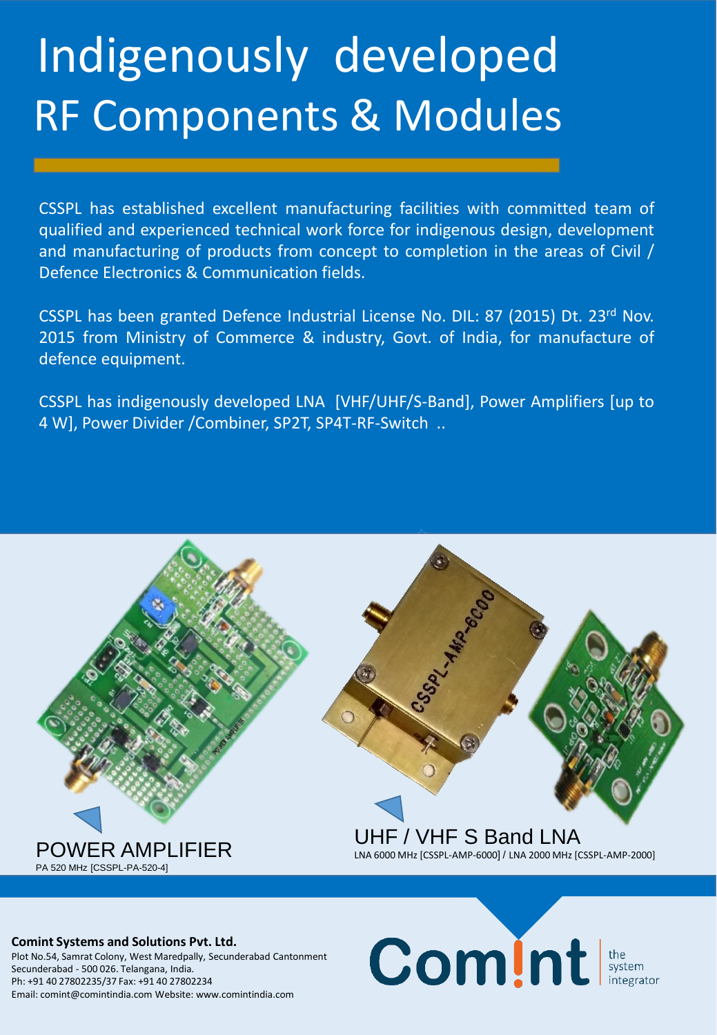# Indigenously developed RF Components & Modules

CSSPL has established excellent manufacturing facilities with committed team of qualified and experienced technical work force for indigenous design, development and manufacturing of products from concept to completion in the areas of Civil / Defence Electronics & Communication fields.

CSSPL has been granted Defence Industrial License No. DIL: 87 (2015) Dt. 23rd Nov. 2015 from Ministry of Commerce & industry, Govt. of India, for manufacture of defence equipment.

CSSPL has indigenously developed LNA [VHF/UHF/S-Band], Power Amplifiers [up to 4 W], Power Divider /Combiner, SP2T, SP4T-RF-Switch ..

POWER AMPLIFIER

PA 520 MHz [CSSPL-PA-520-4]

UHF / VHF S Band LNA

LNA 6000 MHz [CSSPL-AMP-6000] / LNA 2000 MHz [CSSPL-AMP-2000]

**Comint Systems and Solutions Pvt. Ltd.**

Plot No.54, Samrat Colony, West Maredpally, Secunderabad Cantonment

Secunderabad - 500 026. Telangana, India.

Ph: +91 40 27802235/37 Fax: +91 40 27802234

Email: comint@comintindia.com Website: www.comintindia.com

Comint the system integrator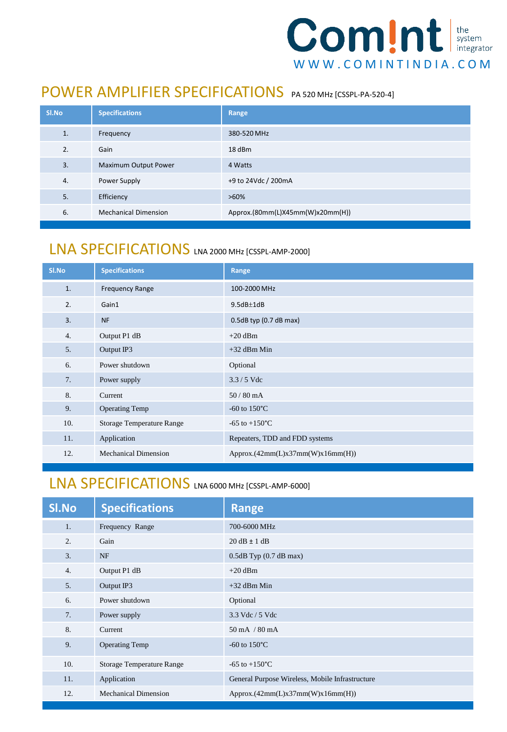Com!nt the system integrator
WWW.COMINTINDIA.COM

# POWER AMPLIFIER SPECIFICATIONS PA 520 MHz [CSSPL-PA-520-4]

| Sl.No | Specifications | Range |
|---|---|---|
| 1. | Frequency | 380-520 MHz |
| 2. | Gain | 18 dBm |
| 3. | Maximum Output Power | 4 Watts |
| 4. | Power Supply | +9 to 24Vdc / 200mA |
| 5. | Efficiency | >60% |
| 6. | Mechanical Dimension | Approx.(80mm(L)X45mm(W)x20mm(H)) |

# LNA SPECIFICATIONS LNA 2000 MHz [CSSPL-AMP-2000]

| Sl.No | Specifications | Range |
|---|---|---|
| 1. | Frequency Range | 100-2000 MHz |
| 2. | Gain1 | 9.5dB±1dB |
| 3. | NF | 0.5dB typ (0.7 dB max) |
| 4. | Output P1 dB | +20 dBm |
| 5. | Output IP3 | +32 dBm Min |
| 6. | Power shutdown | Optional |
| 7. | Power supply | 3.3 / 5 Vdc |
| 8. | Current | 50 / 80 mA |
| 9. | Operating Temp | -60 to 150°C |
| 10. | Storage Temperature Range | -65 to +150°C |
| 11. | Application | Repeaters, TDD and FDD systems |
| 12. | Mechanical Dimension | Approx.(42mm(L)x37mm(W)x16mm(H)) |

# LNA SPECIFICATIONS LNA 6000 MHz [CSSPL-AMP-6000]

| Sl.No | Specifications | Range |
|---|---|---|
| 1. | Frequency Range | 700-6000 MHz |
| 2. | Gain | 20 dB ± 1 dB |
| 3. | NF | 0.5dB Typ (0.7 dB max) |
| 4. | Output P1 dB | +20 dBm |
| 5. | Output IP3 | +32 dBm Min |
| 6. | Power shutdown | Optional |
| 7. | Power supply | 3.3 Vdc / 5 Vdc |
| 8. | Current | 50 mA / 80 mA |
| 9. | Operating Temp | -60 to 150°C |
| 10. | Storage Temperature Range | -65 to +150°C |
| 11. | Application | General Purpose Wireless, Mobile Infrastructure |
| 12. | Mechanical Dimension | Approx.(42mm(L)x37mm(W)x16mm(H)) |